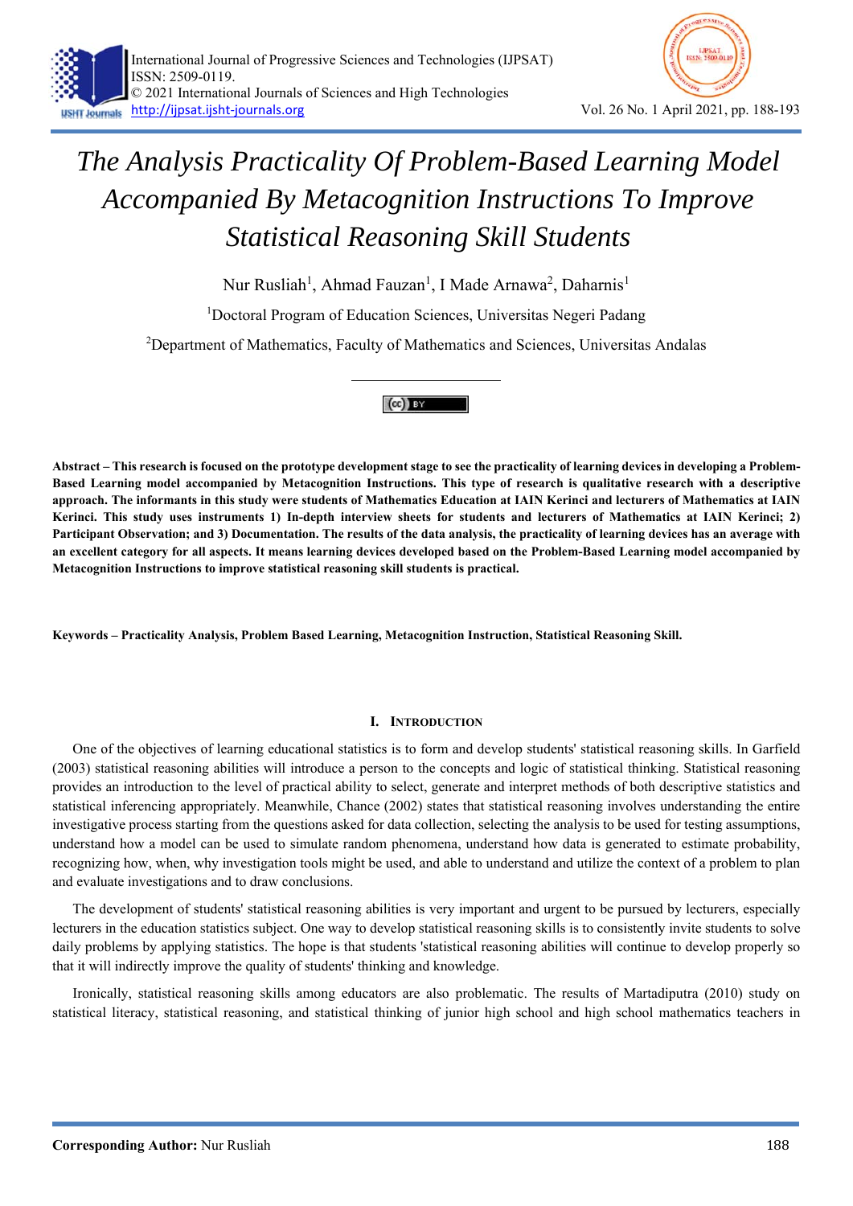# The Analysis Practicality Of Problem-Based Learning Model Accompanied By Metacognition Instructions To Improve Statistical Reasoning Skill Students

Nur Rusliah[1], Ahmad Fauzan[1], I Made Arnawa[2], Daharnis[1]

[1]Doctoral Program of Education Sciences, Universitas Negeri Padang

[2]Department of Mathematics, Faculty of Mathematics and Sciences, Universitas Andalas

**Abstract – This research is focused on the prototype development stage to see the practicality of learning devices in developing a Problem-Based Learning model accompanied by Metacognition Instructions. This type of research is qualitative research with a descriptive approach. The informants in this study were students of Mathematics Education at IAIN Kerinci and lecturers of Mathematics at IAIN Kerinci. This study uses instruments 1) In-depth interview sheets for students and lecturers of Mathematics at IAIN Kerinci; 2) Participant Observation; and 3) Documentation. The results of the data analysis, the practicality of learning devices has an average with an excellent category for all aspects. It means learning devices developed based on the Problem-Based Learning model accompanied by Metacognition Instructions to improve statistical reasoning skill students is practical.**

**Keywords – Practicality Analysis, Problem Based Learning, Metacognition Instruction, Statistical Reasoning Skill.**

## I. Introduction

One of the objectives of learning educational statistics is to form and develop students' statistical reasoning skills. In Garfield (2003) statistical reasoning abilities will introduce a person to the concepts and logic of statistical thinking. Statistical reasoning provides an introduction to the level of practical ability to select, generate and interpret methods of both descriptive statistics and statistical inferencing appropriately. Meanwhile, Chance (2002) states that statistical reasoning involves understanding the entire investigative process starting from the questions asked for data collection, selecting the analysis to be used for testing assumptions, understand how a model can be used to simulate random phenomena, understand how data is generated to estimate probability, recognizing how, when, why investigation tools might be used, and able to understand and utilize the context of a problem to plan and evaluate investigations and to draw conclusions.

The development of students' statistical reasoning abilities is very important and urgent to be pursued by lecturers, especially lecturers in the education statistics subject. One way to develop statistical reasoning skills is to consistently invite students to solve daily problems by applying statistics. The hope is that students 'statistical reasoning abilities will continue to develop properly so that it will indirectly improve the quality of students' thinking and knowledge.

Ironically, statistical reasoning skills among educators are also problematic. The results of Martadiputra (2010) study on statistical literacy, statistical reasoning, and statistical thinking of junior high school and high school mathematics teachers in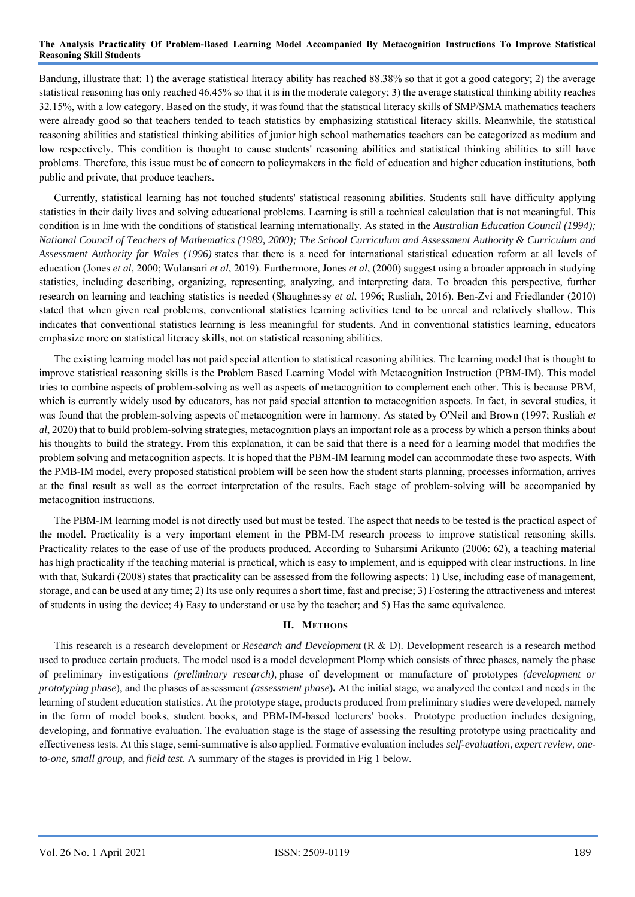Bandung, illustrate that: 1) the average statistical literacy ability has reached 88.38% so that it got a good category; 2) the average statistical reasoning has only reached 46.45% so that it is in the moderate category; 3) the average statistical thinking ability reaches 32.15%, with a low category. Based on the study, it was found that the statistical literacy skills of SMP/SMA mathematics teachers were already good so that teachers tended to teach statistics by emphasizing statistical literacy skills. Meanwhile, the statistical reasoning abilities and statistical thinking abilities of junior high school mathematics teachers can be categorized as medium and low respectively. This condition is thought to cause students' reasoning abilities and statistical thinking abilities to still have problems. Therefore, this issue must be of concern to policymakers in the field of education and higher education institutions, both public and private, that produce teachers.

Currently, statistical learning has not touched students' statistical reasoning abilities. Students still have difficulty applying statistics in their daily lives and solving educational problems. Learning is still a technical calculation that is not meaningful. This condition is in line with the conditions of statistical learning internationally. As stated in the *Australian Education Council (1994); National Council of Teachers of Mathematics (1989, 2000); The School Curriculum and Assessment Authority & Curriculum and Assessment Authority for Wales (1996)* states that there is a need for international statistical education reform at all levels of education (Jones *et al*, 2000; Wulansari *et al*, 2019). Furthermore, Jones *et al*, (2000) suggest using a broader approach in studying statistics, including describing, organizing, representing, analyzing, and interpreting data. To broaden this perspective, further research on learning and teaching statistics is needed (Shaughnessy *et al*, 1996; Rusliah, 2016). Ben-Zvi and Friedlander (2010) stated that when given real problems, conventional statistics learning activities tend to be unreal and relatively shallow. This indicates that conventional statistics learning is less meaningful for students. And in conventional statistics learning, educators emphasize more on statistical literacy skills, not on statistical reasoning abilities.

The existing learning model has not paid special attention to statistical reasoning abilities. The learning model that is thought to improve statistical reasoning skills is the Problem Based Learning Model with Metacognition Instruction (PBM-IM). This model tries to combine aspects of problem-solving as well as aspects of metacognition to complement each other. This is because PBM, which is currently widely used by educators, has not paid special attention to metacognition aspects. In fact, in several studies, it was found that the problem-solving aspects of metacognition were in harmony. As stated by O'Neil and Brown (1997; Rusliah *et al*, 2020) that to build problem-solving strategies, metacognition plays an important role as a process by which a person thinks about his thoughts to build the strategy. From this explanation, it can be said that there is a need for a learning model that modifies the problem solving and metacognition aspects. It is hoped that the PBM-IM learning model can accommodate these two aspects. With the PMB-IM model, every proposed statistical problem will be seen how the student starts planning, processes information, arrives at the final result as well as the correct interpretation of the results. Each stage of problem-solving will be accompanied by metacognition instructions.

The PBM-IM learning model is not directly used but must be tested. The aspect that needs to be tested is the practical aspect of the model. Practicality is a very important element in the PBM-IM research process to improve statistical reasoning skills. Practicality relates to the ease of use of the products produced. According to Suharsimi Arikunto (2006: 62), a teaching material has high practicality if the teaching material is practical, which is easy to implement, and is equipped with clear instructions. In line with that, Sukardi (2008) states that practicality can be assessed from the following aspects: 1) Use, including ease of management, storage, and can be used at any time; 2) Its use only requires a short time, fast and precise; 3) Fostering the attractiveness and interest of students in using the device; 4) Easy to understand or use by the teacher; and 5) Has the same equivalence.

## II. Methods

This research is a research development or *Research and Development* (R & D). Development research is a research method used to produce certain products. The model used is a model development Plomp which consists of three phases, namely the phase of preliminary investigations *(preliminary research),* phase of development or manufacture of prototypes *(development or prototyping phase*), and the phases of assessment *(assessment phase***)**. At the initial stage, we analyzed the context and needs in the learning of student education statistics. At the prototype stage, products produced from preliminary studies were developed, namely in the form of model books, student books, and PBM-IM-based lecturers' books. Prototype production includes designing, developing, and formative evaluation. The evaluation stage is the stage of assessing the resulting prototype using practicality and effectiveness tests. At this stage, semi-summative is also applied. Formative evaluation includes *self-evaluation, expert review, one-to-one, small group,* and *field test.* A summary of the stages is provided in Fig 1 below.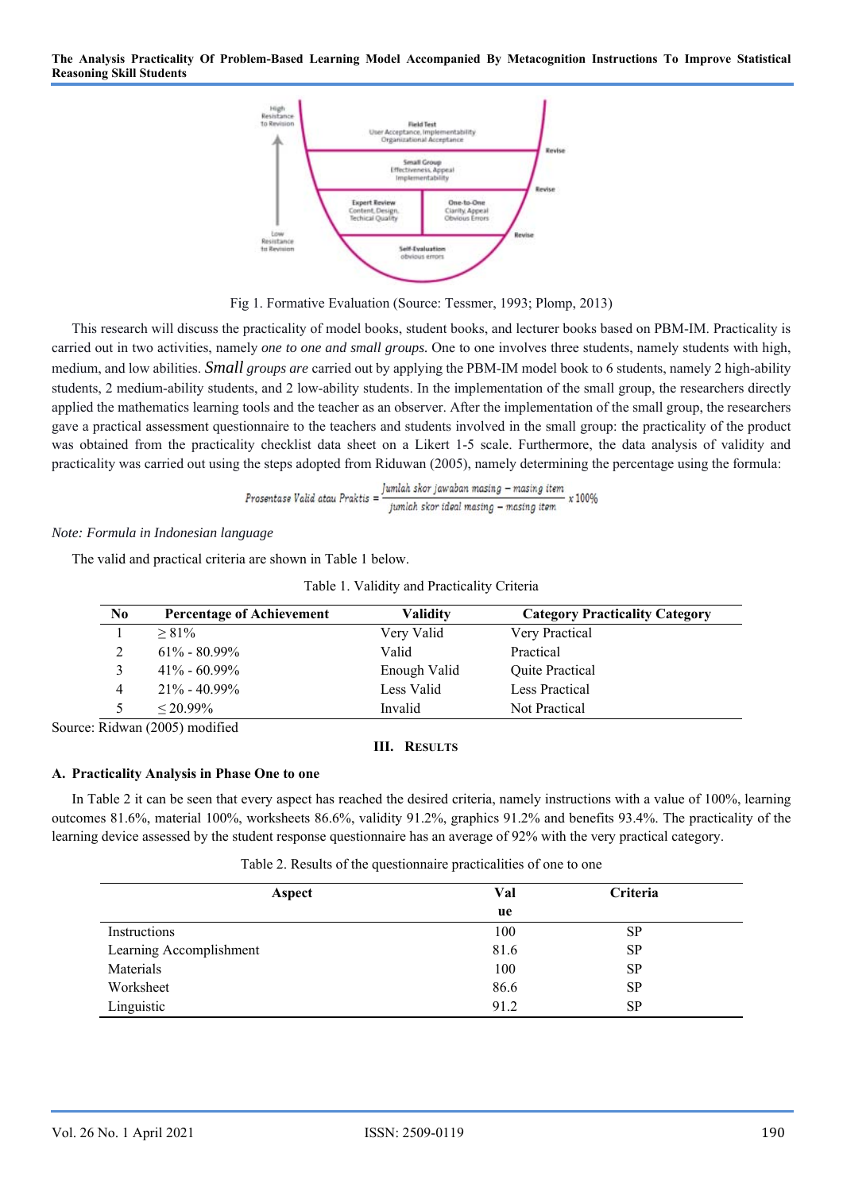Fig 1. Formative Evaluation (Source: Tessmer, 1993; Plomp, 2013)

This research will discuss the practicality of model books, student books, and lecturer books based on PBM-IM. Practicality is carried out in two activities, namely *one to one and small groups.* One to one involves three students, namely students with high, medium, and low abilities. *Small groups are* carried out by applying the PBM-IM model book to 6 students, namely 2 high-ability students, 2 medium-ability students, and 2 low-ability students. In the implementation of the small group, the researchers directly applied the mathematics learning tools and the teacher as an observer. After the implementation of the small group, the researchers gave a practical assessment questionnaire to the teachers and students involved in the small group: the practicality of the product was obtained from the practicality checklist data sheet on a Likert 1-5 scale. Furthermore, the data analysis of validity and practicality was carried out using the steps adopted from Riduwan (2005), namely determining the percentage using the formula:

$$Prosentase\ Valid\ atau\ Praktis = \frac{Jumlah\ skor\ jawaban\ masing - masing\ item}{jumlah\ skor\ ideal\ masing - masing\ item} x\ 100\%$$

*Note: Formula in Indonesian language*

The valid and practical criteria are shown in Table 1 below.

Table 1. Validity and Practicality Criteria

| No | Percentage of Achievement | Validity | Category Practicality Category |
|---|---|---|---|
| 1 | $\geq 81\%$ | Very Valid | Very Practical |
| 2 | 61% - 80.99% | Valid | Practical |
| 3 | 41% - 60.99% | Enough Valid | Quite Practical |
| 4 | 21% - 40.99% | Less Valid | Less Practical |
| 5 | $\leq 20.99\%$ | Invalid | Not Practical |

Source: Ridwan (2005) modified

## III. Results

### A. Practicality Analysis in Phase One to one

In Table 2 it can be seen that every aspect has reached the desired criteria, namely instructions with a value of 100%, learning outcomes 81.6%, material 100%, worksheets 86.6%, validity 91.2%, graphics 91.2% and benefits 93.4%. The practicality of the learning device assessed by the student response questionnaire has an average of 92% with the very practical category.

Table 2. Results of the questionnaire practicalities of one to one

| Aspect | Value | Criteria |
|---|---|---|
| Instructions | 100 | SP |
| Learning Accomplishment | 81.6 | SP |
| Materials | 100 | SP |
| Worksheet | 86.6 | SP |
| Linguistic | 91.2 | SP |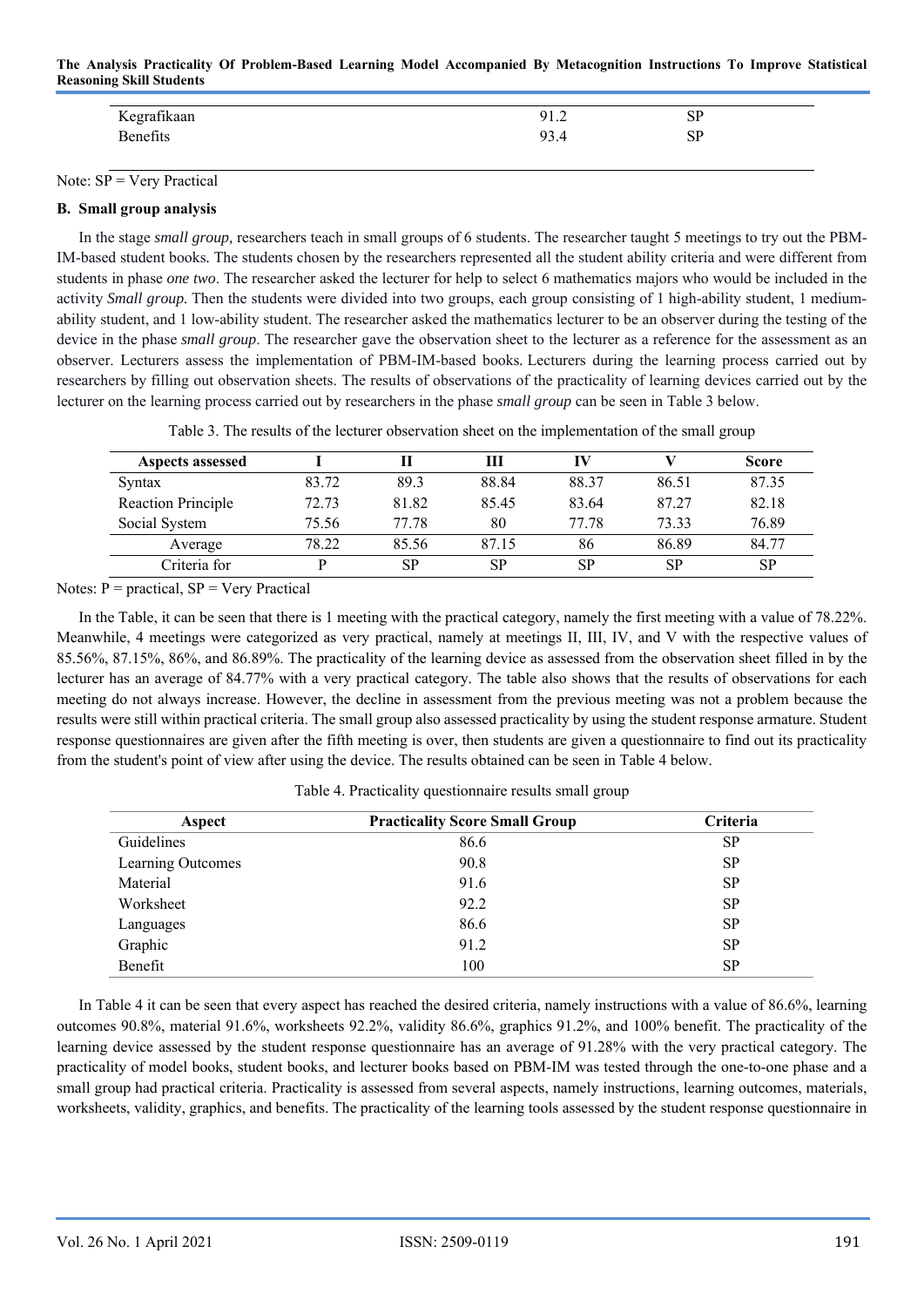| Kegrafikaan | 91.2 | SP |
|---|---|---|
| Benefits | 93.4 | SP |

Note: SP = Very Practical

### B. Small group analysis

In the stage *small group,* researchers teach in small groups of 6 students. The researcher taught 5 meetings to try out the PBM-IM-based student books. The students chosen by the researchers represented all the student ability criteria and were different from students in phase *one two*. The researcher asked the lecturer for help to select 6 mathematics majors who would be included in the activity *Small group.* Then the students were divided into two groups, each group consisting of 1 high-ability student, 1 medium-ability student, and 1 low-ability student. The researcher asked the mathematics lecturer to be an observer during the testing of the device in the phase *small group*. The researcher gave the observation sheet to the lecturer as a reference for the assessment as an observer. Lecturers assess the implementation of PBM-IM-based books. Lecturers during the learning process carried out by researchers by filling out observation sheets. The results of observations of the practicality of learning devices carried out by the lecturer on the learning process carried out by researchers in the phase *small group* can be seen in Table 3 below.

Table 3. The results of the lecturer observation sheet on the implementation of the small group

| Aspects assessed | I | II | III | IV | V | Score |
|---|---|---|---|---|---|---|
| Syntax | 83.72 | 89.3 | 88.84 | 88.37 | 86.51 | 87.35 |
| Reaction Principle | 72.73 | 81.82 | 85.45 | 83.64 | 87.27 | 82.18 |
| Social System | 75.56 | 77.78 | 80 | 77.78 | 73.33 | 76.89 |
| Average | 78.22 | 85.56 | 87.15 | 86 | 86.89 | 84.77 |
| Criteria for | P | SP | SP | SP | SP | SP |

Notes: P = practical, SP = Very Practical

In the Table, it can be seen that there is 1 meeting with the practical category, namely the first meeting with a value of 78.22%. Meanwhile, 4 meetings were categorized as very practical, namely at meetings II, III, IV, and V with the respective values of 85.56%, 87.15%, 86%, and 86.89%. The practicality of the learning device as assessed from the observation sheet filled in by the lecturer has an average of 84.77% with a very practical category. The table also shows that the results of observations for each meeting do not always increase. However, the decline in assessment from the previous meeting was not a problem because the results were still within practical criteria. The small group also assessed practicality by using the student response armature. Student response questionnaires are given after the fifth meeting is over, then students are given a questionnaire to find out its practicality from the student's point of view after using the device. The results obtained can be seen in Table 4 below.

Table 4. Practicality questionnaire results small group

| Aspect | Practicality Score Small Group | Criteria |
|---|---|---|
| Guidelines | 86.6 | SP |
| Learning Outcomes | 90.8 | SP |
| Material | 91.6 | SP |
| Worksheet | 92.2 | SP |
| Languages | 86.6 | SP |
| Graphic | 91.2 | SP |
| Benefit | 100 | SP |

In Table 4 it can be seen that every aspect has reached the desired criteria, namely instructions with a value of 86.6%, learning outcomes 90.8%, material 91.6%, worksheets 92.2%, validity 86.6%, graphics 91.2%, and 100% benefit. The practicality of the learning device assessed by the student response questionnaire has an average of 91.28% with the very practical category. The practicality of model books, student books, and lecturer books based on PBM-IM was tested through the one-to-one phase and a small group had practical criteria. Practicality is assessed from several aspects, namely instructions, learning outcomes, materials, worksheets, validity, graphics, and benefits. The practicality of the learning tools assessed by the student response questionnaire in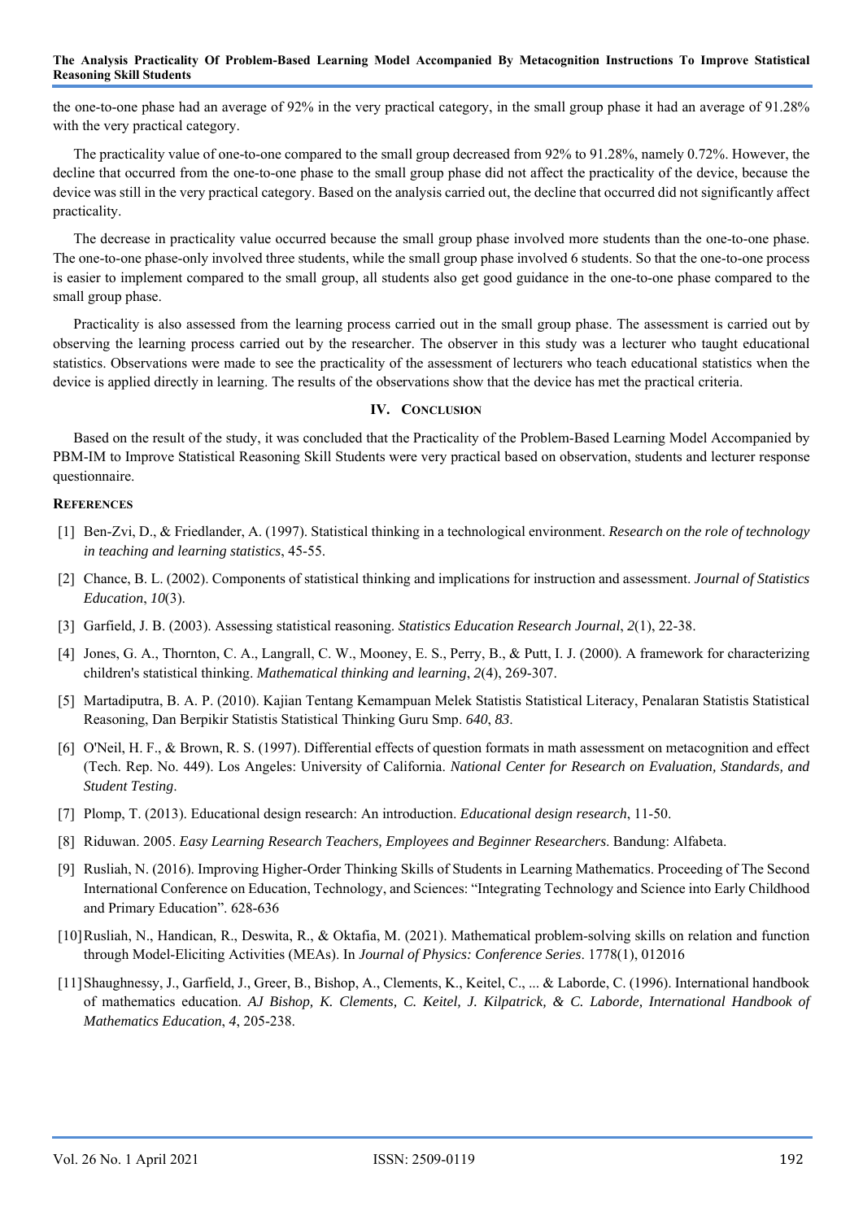the one-to-one phase had an average of 92% in the very practical category, in the small group phase it had an average of 91.28% with the very practical category.

The practicality value of one-to-one compared to the small group decreased from 92% to 91.28%, namely 0.72%. However, the decline that occurred from the one-to-one phase to the small group phase did not affect the practicality of the device, because the device was still in the very practical category. Based on the analysis carried out, the decline that occurred did not significantly affect practicality.

The decrease in practicality value occurred because the small group phase involved more students than the one-to-one phase. The one-to-one phase-only involved three students, while the small group phase involved 6 students. So that the one-to-one process is easier to implement compared to the small group, all students also get good guidance in the one-to-one phase compared to the small group phase.

Practicality is also assessed from the learning process carried out in the small group phase. The assessment is carried out by observing the learning process carried out by the researcher. The observer in this study was a lecturer who taught educational statistics. Observations were made to see the practicality of the assessment of lecturers who teach educational statistics when the device is applied directly in learning. The results of the observations show that the device has met the practical criteria.

## IV. Conclusion

Based on the result of the study, it was concluded that the Practicality of the Problem-Based Learning Model Accompanied by PBM-IM to Improve Statistical Reasoning Skill Students were very practical based on observation, students and lecturer response questionnaire.

## References

[1] Ben-Zvi, D., & Friedlander, A. (1997). Statistical thinking in a technological environment. *Research on the role of technology in teaching and learning statistics*, 45-55.

[2] Chance, B. L. (2002). Components of statistical thinking and implications for instruction and assessment. *Journal of Statistics Education*, *10*(3).

[3] Garfield, J. B. (2003). Assessing statistical reasoning. *Statistics Education Research Journal*, *2*(1), 22-38.

[4] Jones, G. A., Thornton, C. A., Langrall, C. W., Mooney, E. S., Perry, B., & Putt, I. J. (2000). A framework for characterizing children's statistical thinking. *Mathematical thinking and learning*, *2*(4), 269-307.

[5] Martadiputra, B. A. P. (2010). Kajian Tentang Kemampuan Melek Statistis Statistical Literacy, Penalaran Statistis Statistical Reasoning, Dan Berpikir Statistis Statistical Thinking Guru Smp. *640*, *83*.

[6] O'Neil, H. F., & Brown, R. S. (1997). Differential effects of question formats in math assessment on metacognition and effect (Tech. Rep. No. 449). Los Angeles: University of California. *National Center for Research on Evaluation, Standards, and Student Testing*.

[7] Plomp, T. (2013). Educational design research: An introduction. *Educational design research*, 11-50.

[8] Riduwan. 2005. *Easy Learning Research Teachers, Employees and Beginner Researchers*. Bandung: Alfabeta.

[9] Rusliah, N. (2016). Improving Higher-Order Thinking Skills of Students in Learning Mathematics. Proceeding of The Second International Conference on Education, Technology, and Sciences: "Integrating Technology and Science into Early Childhood and Primary Education". 628-636

[10] Rusliah, N., Handican, R., Deswita, R., & Oktafia, M. (2021). Mathematical problem-solving skills on relation and function through Model-Eliciting Activities (MEAs). In *Journal of Physics: Conference Series*. 1778(1), 012016

[11] Shaughnessy, J., Garfield, J., Greer, B., Bishop, A., Clements, K., Keitel, C., ... & Laborde, C. (1996). International handbook of mathematics education. *AJ Bishop, K. Clements, C. Keitel, J. Kilpatrick, & C. Laborde, International Handbook of Mathematics Education*, *4*, 205-238.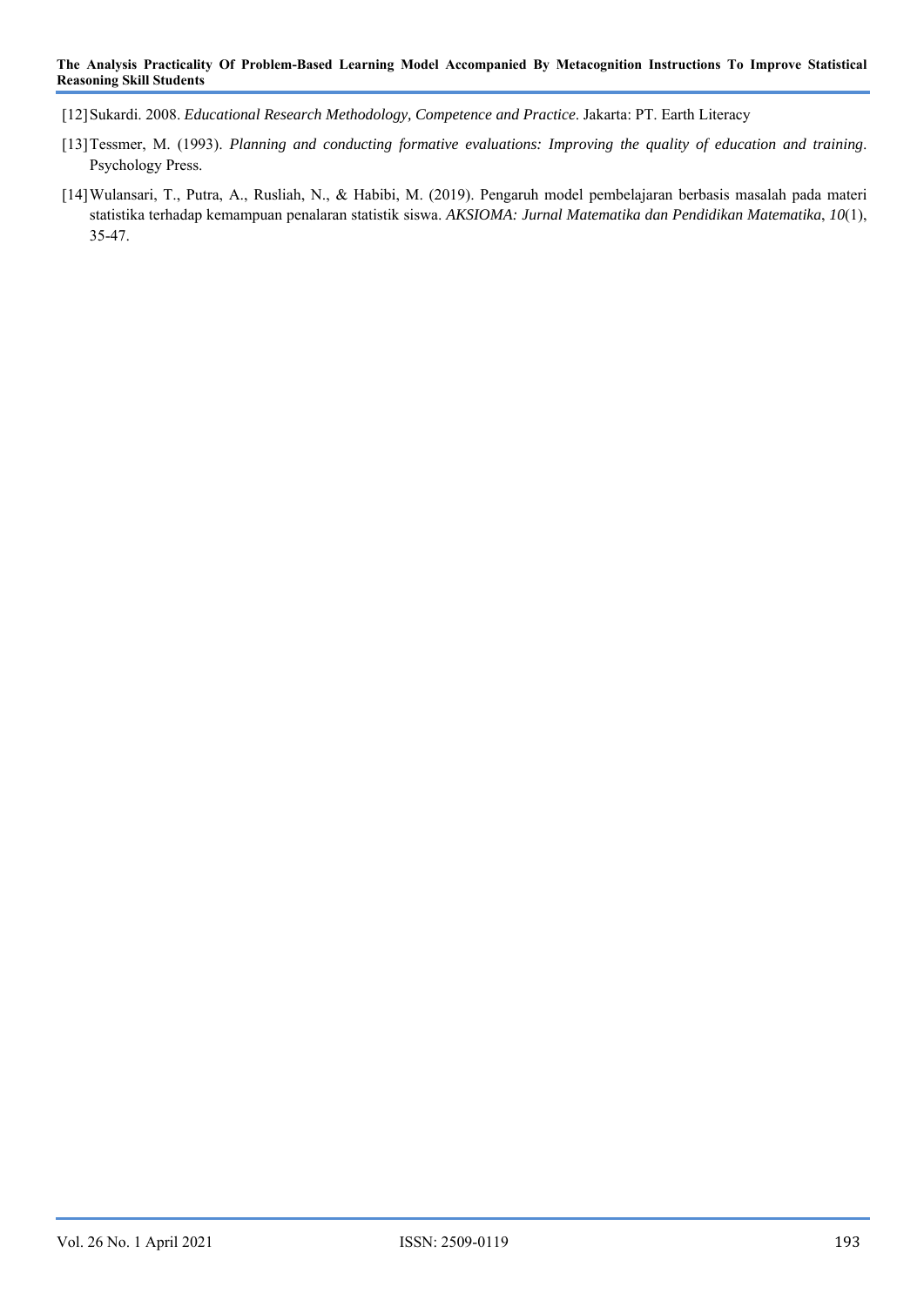[12] Sukardi. 2008. *Educational Research Methodology, Competence and Practice*. Jakarta: PT. Earth Literacy

[13] Tessmer, M. (1993). *Planning and conducting formative evaluations: Improving the quality of education and training*. Psychology Press.

[14] Wulansari, T., Putra, A., Rusliah, N., & Habibi, M. (2019). Pengaruh model pembelajaran berbasis masalah pada materi statistika terhadap kemampuan penalaran statistik siswa. *AKSIOMA: Jurnal Matematika dan Pendidikan Matematika*, *10*(1), 35-47.